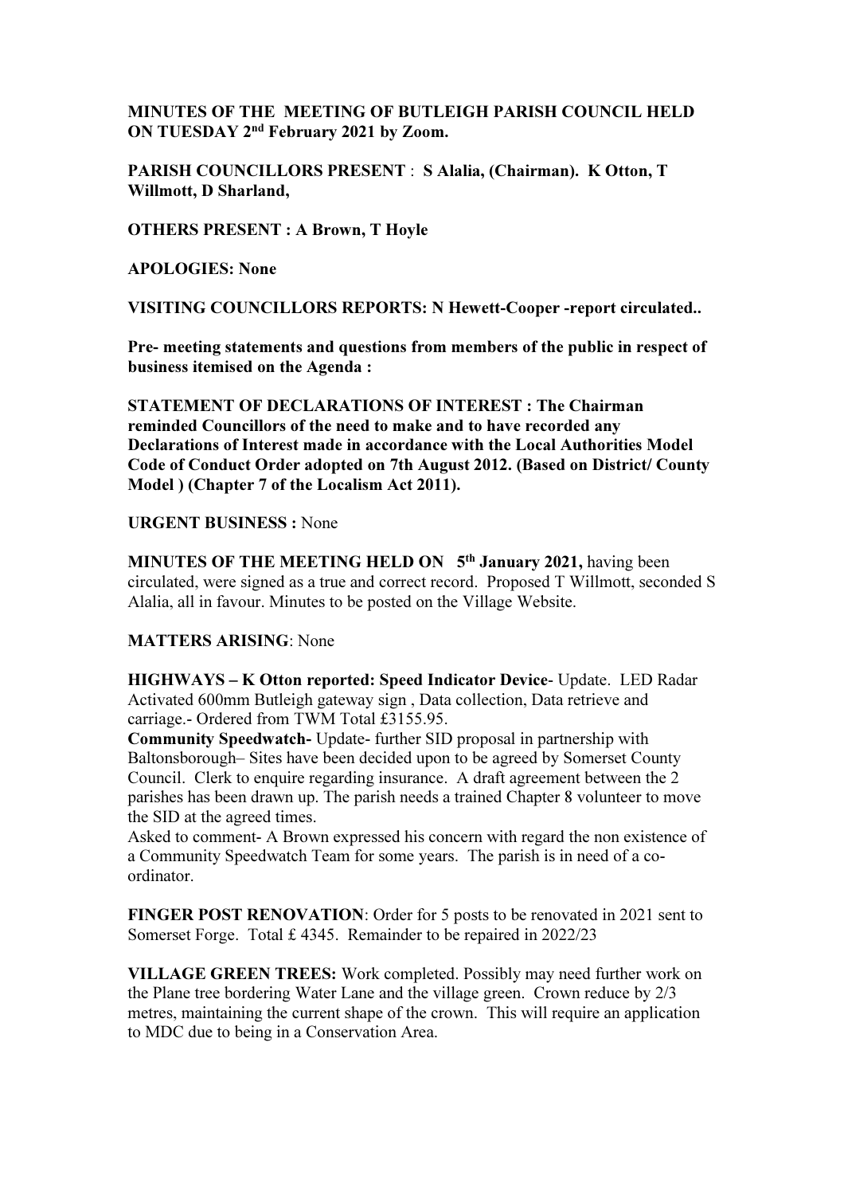**MINUTES OF THE MEETING OF BUTLEIGH PARISH COUNCIL HELD ON TUESDAY 2nd February 2021 by Zoom.**

**PARISH COUNCILLORS PRESENT** : **S Alalia, (Chairman). K Otton, T Willmott, D Sharland,**

**OTHERS PRESENT : A Brown, T Hoyle**

**APOLOGIES: None**

**VISITING COUNCILLORS REPORTS: N Hewett-Cooper -report circulated..**

**Pre- meeting statements and questions from members of the public in respect of business itemised on the Agenda :**

**STATEMENT OF DECLARATIONS OF INTEREST : The Chairman reminded Councillors of the need to make and to have recorded any Declarations of Interest made in accordance with the Local Authorities Model Code of Conduct Order adopted on 7th August 2012. (Based on District/ County Model ) (Chapter 7 of the Localism Act 2011).**

**URGENT BUSINESS :** None

**MINUTES OF THE MEETING HELD ON 5th January 2021,** having been circulated, were signed as a true and correct record. Proposed T Willmott, seconded S Alalia, all in favour. Minutes to be posted on the Village Website.

**MATTERS ARISING**: None

**HIGHWAYS – K Otton reported: Speed Indicator Device**- Update. LED Radar Activated 600mm Butleigh gateway sign , Data collection, Data retrieve and carriage.- Ordered from TWM Total £3155.95.

**Community Speedwatch-** Update- further SID proposal in partnership with Baltonsborough– Sites have been decided upon to be agreed by Somerset County Council. Clerk to enquire regarding insurance. A draft agreement between the 2 parishes has been drawn up. The parish needs a trained Chapter 8 volunteer to move the SID at the agreed times.

Asked to comment- A Brown expressed his concern with regard the non existence of a Community Speedwatch Team for some years. The parish is in need of a co-ordinator.

**FINGER POST RENOVATION**: Order for 5 posts to be renovated in 2021 sent to Somerset Forge. Total £ 4345. Remainder to be repaired in 2022/23

**VILLAGE GREEN TREES:** Work completed. Possibly may need further work on the Plane tree bordering Water Lane and the village green. Crown reduce by 2/3 metres, maintaining the current shape of the crown. This will require an application to MDC due to being in a Conservation Area.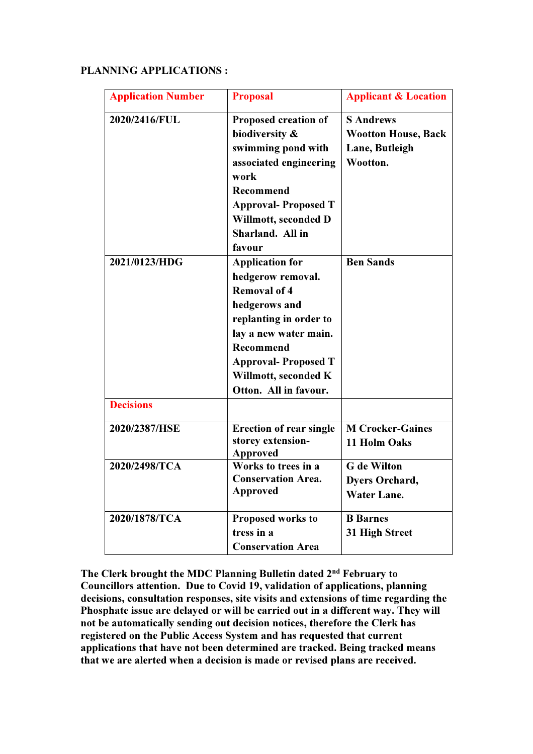**PLANNING APPLICATIONS :**

| Application Number | Proposal | Applicant & Location |
|---|---|---|
| **2020/2416/FUL** | **Proposed creation of biodiversity & swimming pond with associated engineering work Recommend Approval- Proposed T Willmott, seconded D Sharland. All in favour** | **S Andrews Wootton House, Back Lane, Butleigh Wootton.** |
| **2021/0123/HDG** | **Application for hedgerow removal. Removal of 4 hedgerows and replanting in order to lay a new water main. Recommend Approval- Proposed T Willmott, seconded K Otton. All in favour.** | **Ben Sands** |
| **Decisions** | | |
| **2020/2387/HSE** | **Erection of rear single storey extension- Approved** | **M Crocker-Gaines 11 Holm Oaks** |
| **2020/2498/TCA** | **Works to trees in a Conservation Area. Approved** | **G de Wilton Dyers Orchard, Water Lane.** |
| **2020/1878/TCA** | **Proposed works to tress in a Conservation Area** | **B Barnes 31 High Street** |

**The Clerk brought the MDC Planning Bulletin dated 2nd February to Councillors attention. Due to Covid 19, validation of applications, planning decisions, consultation responses, site visits and extensions of time regarding the Phosphate issue are delayed or will be carried out in a different way. They will not be automatically sending out decision notices, therefore the Clerk has registered on the Public Access System and has requested that current applications that have not been determined are tracked. Being tracked means that we are alerted when a decision is made or revised plans are received.**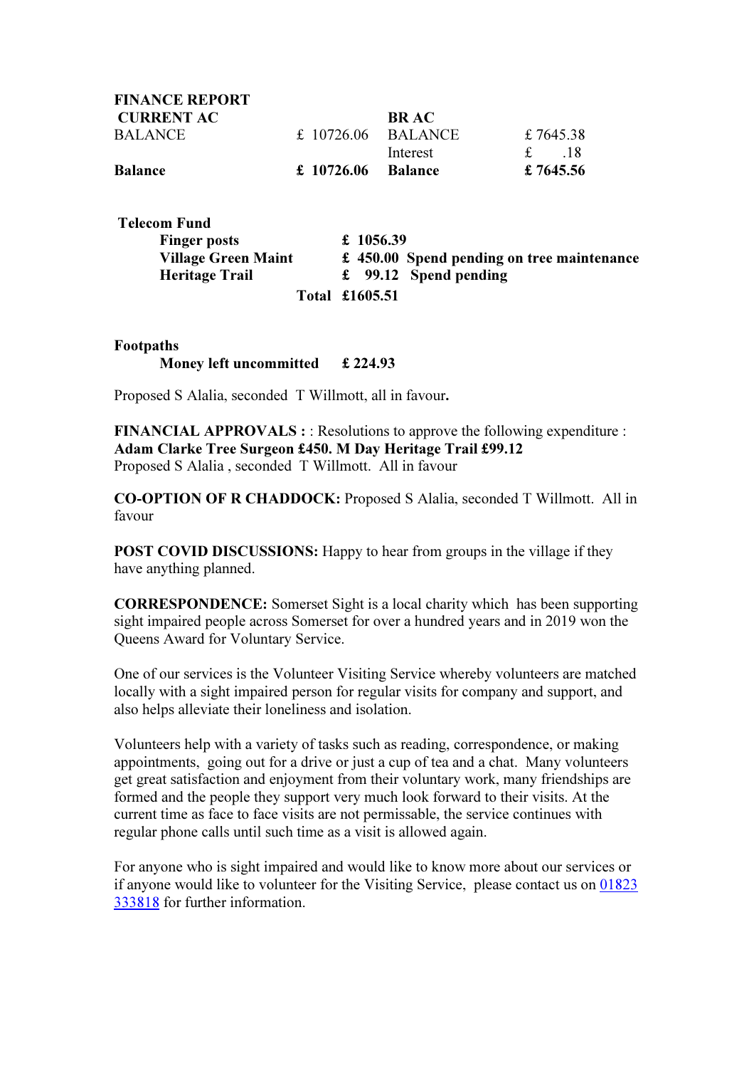**FINANCE REPORT**

| **CURRENT AC** | | **BR AC** | |
|---|---|---|---|
| BALANCE | £ 10726.06 | BALANCE | £ 7645.38 |
| | | Interest | £ .18 |
| **Balance** | **£ 10726.06** | **Balance** | **£ 7645.56** |

**Telecom Fund**

| | | |
|---|---|---|
| **Finger posts** | **£ 1056.39** | |
| **Village Green Maint** | **£ 450.00** | **Spend pending on tree maintenance** |
| **Heritage Trail** | **£ 99.12** | **Spend pending** |
| **Total** | **£1605.51** | |

**Footpaths**

**Money left uncommitted £ 224.93**

Proposed S Alalia, seconded T Willmott, all in favour**.**

**FINANCIAL APPROVALS :** : Resolutions to approve the following expenditure :
**Adam Clarke Tree Surgeon £450. M Day Heritage Trail £99.12**
Proposed S Alalia , seconded T Willmott. All in favour

**CO-OPTION OF R CHADDOCK:** Proposed S Alalia, seconded T Willmott. All in favour

**POST COVID DISCUSSIONS:** Happy to hear from groups in the village if they have anything planned.

**CORRESPONDENCE:** Somerset Sight is a local charity which has been supporting sight impaired people across Somerset for over a hundred years and in 2019 won the Queens Award for Voluntary Service.

One of our services is the Volunteer Visiting Service whereby volunteers are matched locally with a sight impaired person for regular visits for company and support, and also helps alleviate their loneliness and isolation.

Volunteers help with a variety of tasks such as reading, correspondence, or making appointments, going out for a drive or just a cup of tea and a chat. Many volunteers get great satisfaction and enjoyment from their voluntary work, many friendships are formed and the people they support very much look forward to their visits. At the current time as face to face visits are not permissable, the service continues with regular phone calls until such time as a visit is allowed again.

For anyone who is sight impaired and would like to know more about our services or if anyone would like to volunteer for the Visiting Service, please contact us on 01823 333818 for further information.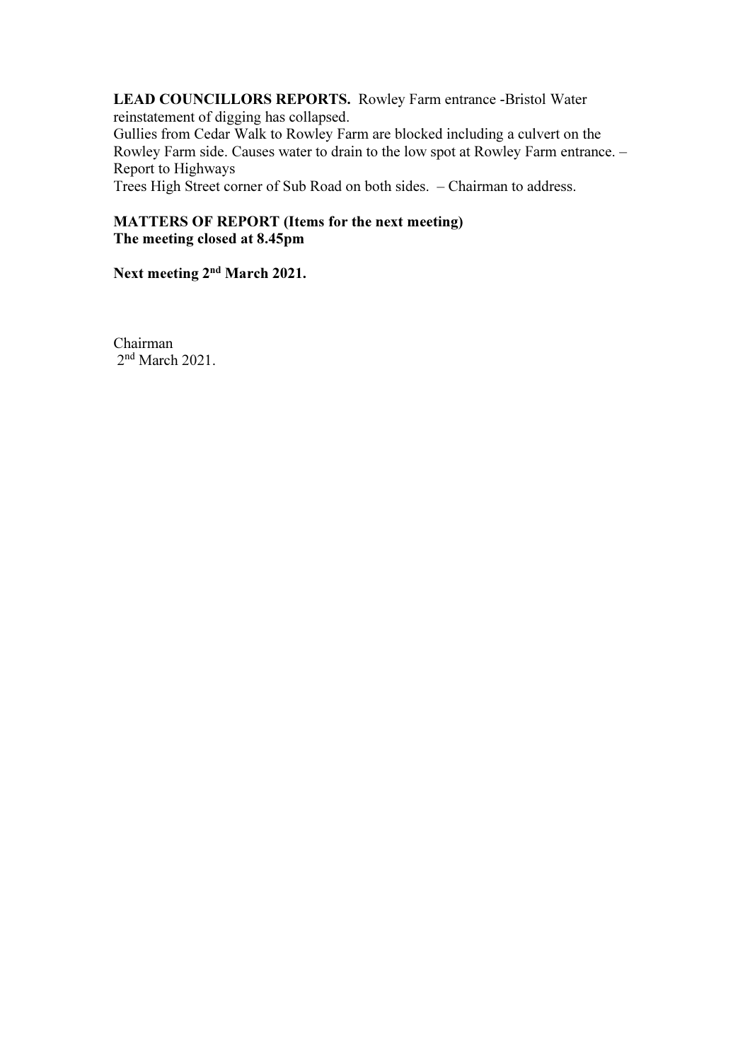**LEAD COUNCILLORS REPORTS.** Rowley Farm entrance -Bristol Water reinstatement of digging has collapsed.
Gullies from Cedar Walk to Rowley Farm are blocked including a culvert on the Rowley Farm side. Causes water to drain to the low spot at Rowley Farm entrance. – Report to Highways
Trees High Street corner of Sub Road on both sides. – Chairman to address.

**MATTERS OF REPORT (Items for the next meeting)**
**The meeting closed at 8.45pm**

**Next meeting 2nd March 2021.**

Chairman
2nd March 2021.